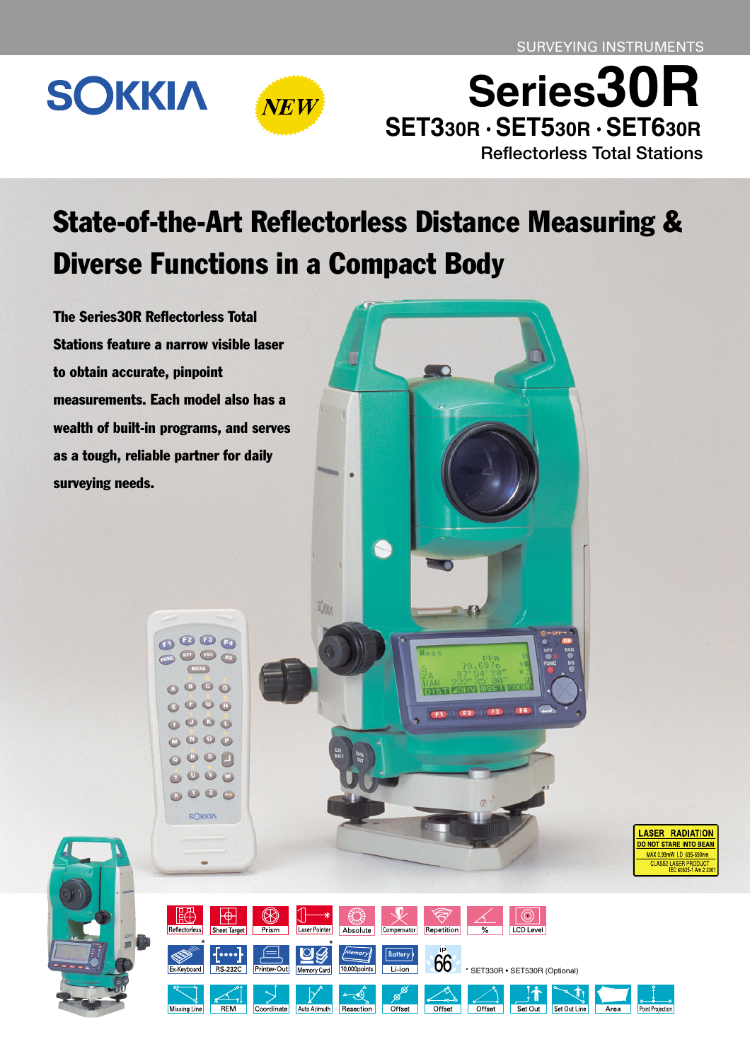SURVEYING INSTRUMENTS

# SOKKIA

NEW

# Series30R

## SET330R · SET530R · SET630R

Reflectorless Total Stations

## State-of-the-Art Reflectorless Distance Measuring & Diverse Functions in a Compact Body

**The Series30R Reflectorless Total Stations feature a narrow visible laser to obtain accurate, pinpoint measurements. Each model also has a wealth of built-in programs, and serves as a tough, reliable partner for daily surveying needs.**

LASER RADIATION
DO NOT STARE INTO BEAM
MAX 0.99mW LD 635-690nm
CLASS2 LASER PRODUCT
IEC 60825-1 Am.2 2001

Reflectorless | Sheet Target | Prism | Laser Pointer | Absolute | Compensator | Repetition | % | LCD Level

Ex-Keyboard* | RS-232C | Printer-Out | Memory Card* | 10,000points | Li-ion | IP66

* SET330R • SET530R (Optional)

Missing Line | REM | Coordinate | Auto Azimuth | Resection | Offset | Offset | Offset | Set Out | Set Out Line | Area | Point Projection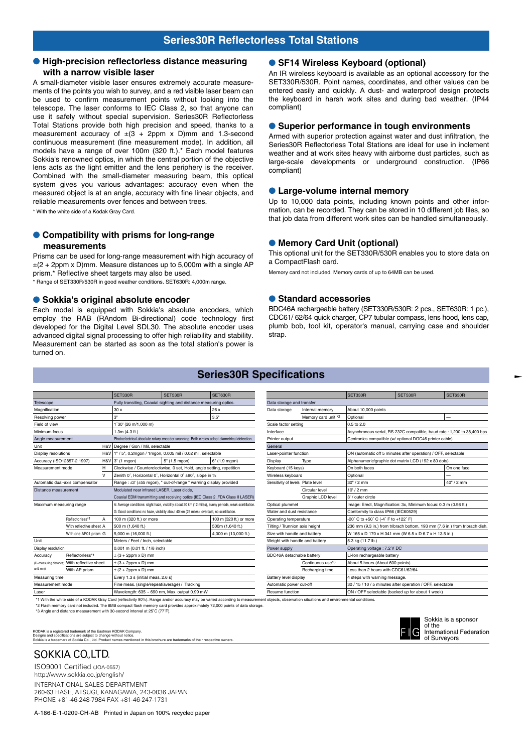# Series30R Reflectorless Total Stations

## ● High-precision reflectorless distance measuring with a narrow visible laser

A small-diameter visible laser ensures extremely accurate measurements of the points you wish to survey, and a red visible laser beam can be used to confirm measurement points without looking into the telescope. The laser conforms to IEC Class 2, so that anyone can use it safely without special supervision. Series30R Reflectorless Total Stations provide both high precision and speed, thanks to a measurement accuracy of ±(3 + 2ppm x D)mm and 1.3-second continuous measurement (fine measurement mode). In addition, all models have a range of over 100m (320 ft.).* Each model features Sokkia's renowned optics, in which the central portion of the objective lens acts as the light emitter and the lens periphery is the receiver. Combined with the small-diameter measuring beam, this optical system gives you various advantages: accuracy even when the measured object is at an angle, accuracy with fine linear objects, and reliable measurements over fences and between trees.

\* With the white side of a Kodak Gray Card.

## ● Compatibility with prisms for long-range measurements

Prisms can be used for long-range measurement with high accuracy of ±(2 + 2ppm x D)mm. Measure distances up to 5,000m with a single AP prism.* Reflective sheet targets may also be used.

\* Range of SET330R/530R in good weather conditions. SET630R: 4,000m range.

## ● Sokkia's original absolute encoder

Each model is equipped with Sokkia's absolute encoders, which employ the RAB (RAndom Bi-directional) code technology first developed for the Digital Level SDL30. The absolute encoder uses advanced digital signal processing to offer high reliability and stability. Measurement can be started as soon as the total station's power is turned on.

## ● SF14 Wireless Keyboard (optional)

An IR wireless keyboard is available as an optional accessory for the SET330R/530R. Point names, coordinates, and other values can be entered easily and quickly. A dust- and waterproof design protects the keyboard in harsh work sites and during bad weather. (IP44 compliant)

## ● Superior performance in tough environments

Armed with superior protection against water and dust infiltration, the Series30R Reflectorless Total Stations are ideal for use in inclement weather and at work sites heavy with airborne dust particles, such as large-scale developments or underground construction. (IP66 compliant)

## ● Large-volume internal memory

Up to 10,000 data points, including known points and other information, can be recorded. They can be stored in 10 different job files, so that job data from different work sites can be handled simultaneously.

## ● Memory Card Unit (optional)

This optional unit for the SET330R/530R enables you to store data on a CompactFlash card.

Memory card not included. Memory cards of up to 64MB can be used.

## ● Standard accessories

BDC46A rechargeable battery (SET330R/530R: 2 pcs., SET630R: 1 pc.), CDC61/ 62/64 quick charger, CP7 tubular compass, lens hood, lens cap, plumb bob, tool kit, operator's manual, carrying case and shoulder strap.

# Series30R Specifications

| | | | SET330R | SET530R | SET630R |
|---|---|---|---|---|---|
| Telescope | | | Fully transiting, Coaxial sighting and distance measuring optics. | | |
| Magnification | | | 30 x | | 26 x |
| Resolving power | | | 3" | | 3.5" |
| Field of view | | | 1°30' (26 m/1,000 m) | | |
| Minimum focus | | | 1.3m (4.3 ft.) | | |
| Angle measurement | | | Photoelectrical absolute rotary encoder scanning. Both circles adopt diametrical detection. | | |
| Unit | | H&V | Degree / Gon / Mil, selectable | | |
| Display resolutions | | H&V | 1" / 5", 0.2mgon / 1mgon, 0.005 mil / 0.02 mil, selectable | | |
| Accuracy (ISO12857-2 1997) | | H&V | 3" (1 mgon) | 5" (1.5 mgon) | 6" (1.9 mgon) |
| Measurement mode | | H | Clockwise / Counterclockwise, 0 set, Hold, angle setting, repetition | | |
| | | V | Zenith 0°, Horizontal 0°, Horizontal 0° ±90°, slope in % | | |
| Automatic dual-axis compensator | | | Range : ±3' (±55 mgon), " out-of-range " warning display provided | | |
| Distance measurement | | | Modulated near infrared LASER, Laser diode, | | |
| | | | Coaxial EDM transmitting and receiving optics (IEC Class 2 ,FDA Class II LASER) | | |
| Maximum measuring range | | | A: Average conditions: slight haze, visibility about 20 km (12 miles), sunny periods, weak scintillation. | | |
| | | | G: Good conditions: no haze, visibility about 40 km (25 miles), overcast, no scintillation. | | |
| | Reflectorless*1 | A | 100 m (320 ft.) or more | | 100 m (320 ft.) or more |
| | With reflective sheet | A | 500 m (1,640 ft.) | | 500m (1,640 ft.) |
| | With one AP01 prism | G | 5,000 m (16,000 ft.) | | 4,000 m (13,000 ft.) |
| Unit | | | Meters / Feet / Inch, selectable | | |
| Display resolution | | | 0.001 m (0.01 ft. / 1/8 inch) | | |
| Accuracy | Reflectorless*1 | | ± (3 + 2ppm x D) mm | | |
| (D=measuring distance: unit: mm) | With reflective sheet | | ± (3 + 2ppm x D) mm | | |
| | With AP prism | | ± (2 + 2ppm x D) mm | | |
| Measuring time | | | Every 1.3 s (initial meas. 2.6 s) | | |
| Measurement mode | | | Fine meas. (single/repeat/average) / Tracking | | |
| Laser | | | Wavelength: 635 ~ 690 nm, Max. output:0.99 mW | | |

| | | SET330R | SET530R | SET630R |
|---|---|---|---|---|
| Data storage and transfer | | | | |
| Data storage | Internal memory | About 10,000 points | | |
| | Memory card unit *2 | Optional | | — |
| Scale factor setting | | 0.5 to 2.0 | | |
| Interface | | Asynchronous serial, RS-232C compatible, baud rate : 1,200 to 38,400 bps | | |
| Printer output | | Centronics compatible (w/ optional DOC46 printer cable) | | |
| General | | | | |
| Laser-pointer function | | ON (automatic off 5 minutes after operation) / OFF, selectable | | |
| Display | Type | Alphanumeric/graphic dot matrix LCD (192 x 80 dots) | | |
| Keyboard (15 keys) | | On both faces | | On one face |
| Wireless keyboard | | Optional | | — |
| Sensitivity of levels | Plate level | 30" / 2 mm | | 40" / 2 mm |
| | Circular level | 10' / 2 mm | | |
| | Graphic LCD level | 3' / outer circle | | |
| Optical plummet | | Image: Erect, Magnification: 3x, Minimum focus: 0.3 m (0.98 ft.) | | |
| Water and dust resistance | | Conformity to class IP66 (IEC60529) | | |
| Operating temperature | | -20° C to +50° C (-4° F to +122° F) | | |
| Tilting / Trunnion axis height | | 236 mm (9.3 in.) from tribrach bottom, 193 mm (7.6 in.) from tribrach dish. | | |
| Size with handle and battery | | W 165 x D 170 x H 341 mm (W 6.5 x D 6.7 x H 13.5 in.) | | |
| Weight with handle and battery | | 5.3 kg (11.7 lb.) | | |
| Power supply | | Operating voltage : 7.2 V DC | | |
| BDC46A detachable battery | | Li-Ion rechargeable battery | | |
| | Continuous use*3 | About 5 hours (About 600 points) | | |
| | Recharging time | Less than 2 hours with CDC61/62/64 | | |
| Battery level display | | 4 steps with warning message. | | |
| Automatic power cut-off | | 30 / 15 / 10 / 5 minutes after operation / OFF, selectable | | |
| Resume function | | ON / OFF selectable (backed up for about 1 week) | | |

\*1 With the white side of a KODAK Gray Card (reflectivity 90%). Range and/or accuracy may be varied according to measurement objects, observation situations and environmental conditions.
\*2 Flash memory card not included. The 8MB compact flash memory card provides approximately 72,000 points of data storage.
\*3 Angle and distance measurement with 30-second interval at 25°C (77°F).

KODAK is a registered trademark of the Eastman KODAK Company.
Designs and specifications are subject to change without notice.
Sokkia is a trademark of Sokkia Co., Ltd. Product names mentioned in this brochure are trademarks of their respective owners.

Sokkia is a sponsor of the International Federation of Surveyors

SOKKIA CO.,LTD.

ISO9001 Certified (JQA-0557)
http://www.sokkia.co.jp/english/

INTERNATIONAL SALES DEPARTMENT
260-63 HASE, ATSUGI, KANAGAWA, 243-0036 JAPAN
PHONE +81-46-248-7984 FAX +81-46-247-1731

A-186-E-1-0209-CH-AB Printed in Japan on 100% recycled paper